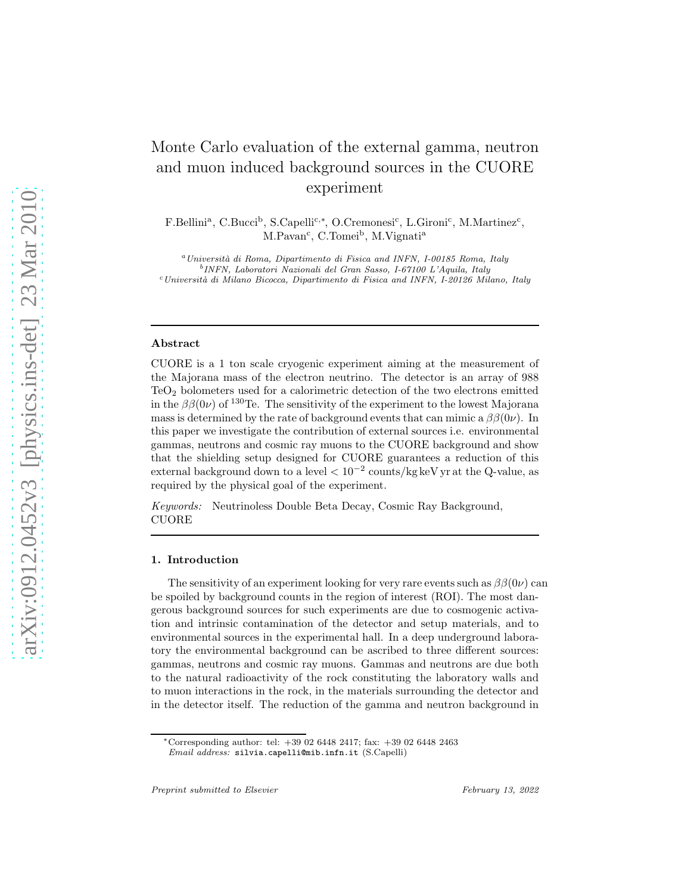# Monte Carlo evaluation of the external gamma, neutron and muon induced background sources in the CUORE experiment

F.Bellini[a], C.Bucci[b], S.Capelli[c,*], O.Cremonesi[c], L.Gironi[c], M.Martinez[c], M.Pavan[c], C.Tomei[b], M.Vignati[a]

[a] *Università di Roma, Dipartimento di Fisica and INFN, I-00185 Roma, Italy*
[b] *INFN, Laboratori Nazionali del Gran Sasso, I-67100 L'Aquila, Italy*
[c] *Università di Milano Bicocca, Dipartimento di Fisica and INFN, I-20126 Milano, Italy*

---

### Abstract

CUORE is a 1 ton scale cryogenic experiment aiming at the measurement of the Majorana mass of the electron neutrino. The detector is an array of 988 $TeO_2$ bolometers used for a calorimetric detection of the two electrons emitted in the $\beta\beta(0\nu)$ of $^{130}$Te. The sensitivity of the experiment to the lowest Majorana mass is determined by the rate of background events that can mimic a $\beta\beta(0\nu)$. In this paper we investigate the contribution of external sources i.e. environmental gammas, neutrons and cosmic ray muons to the CUORE background and show that the shielding setup designed for CUORE guarantees a reduction of this external background down to a level $< 10^{-2}$ counts/kg keV yr at the Q-value, as required by the physical goal of the experiment.

*Keywords:* Neutrinoless Double Beta Decay, Cosmic Ray Background, CUORE

---

## 1. Introduction

The sensitivity of an experiment looking for very rare events such as $\beta\beta(0\nu)$ can be spoiled by background counts in the region of interest (ROI). The most dangerous background sources for such experiments are due to cosmogenic activation and intrinsic contamination of the detector and setup materials, and to environmental sources in the experimental hall. In a deep underground laboratory the environmental background can be ascribed to three different sources: gammas, neutrons and cosmic ray muons. Gammas and neutrons are due both to the natural radioactivity of the rock constituting the laboratory walls and to muon interactions in the rock, in the materials surrounding the detector and in the detector itself. The reduction of the gamma and neutron background in

---

*Corresponding author: tel: +39 02 6448 2417; fax: +39 02 6448 2463
*Email address:* `silvia.capelli@mib.infn.it` (S.Capelli)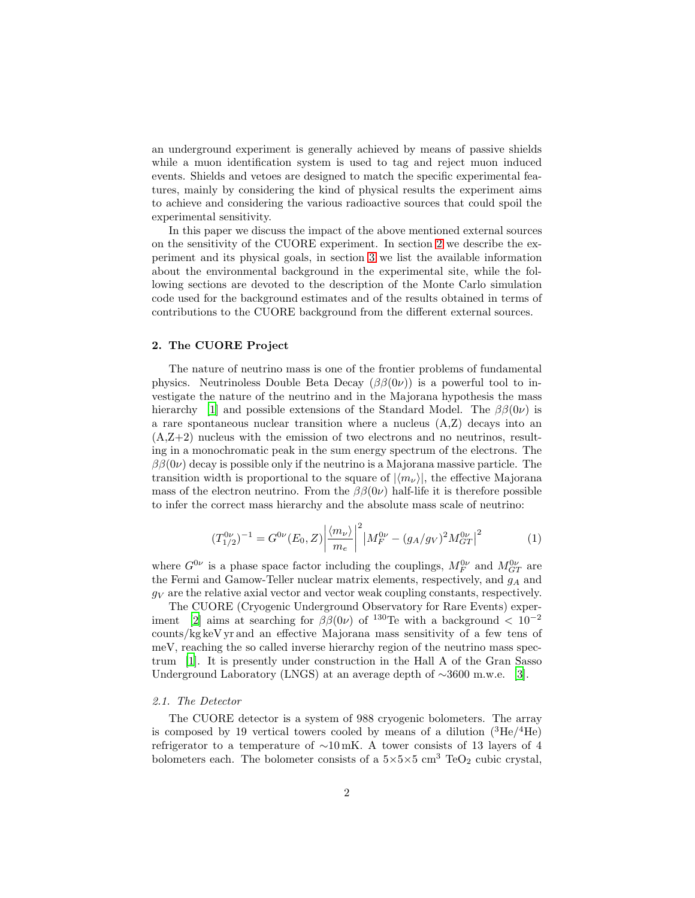an underground experiment is generally achieved by means of passive shields while a muon identification system is used to tag and reject muon induced events. Shields and vetoes are designed to match the specific experimental features, mainly by considering the kind of physical results the experiment aims to achieve and considering the various radioactive sources that could spoil the experimental sensitivity.

In this paper we discuss the impact of the above mentioned external sources on the sensitivity of the CUORE experiment. In section 2 we describe the experiment and its physical goals, in section 3 we list the available information about the environmental background in the experimental site, while the following sections are devoted to the description of the Monte Carlo simulation code used for the background estimates and of the results obtained in terms of contributions to the CUORE background from the different external sources.

## 2. The CUORE Project

The nature of neutrino mass is one of the frontier problems of fundamental physics. Neutrinoless Double Beta Decay ($\beta\beta(0\nu)$) is a powerful tool to investigate the nature of the neutrino and in the Majorana hypothesis the mass hierarchy [1] and possible extensions of the Standard Model. The $\beta\beta(0\nu)$ is a rare spontaneous nuclear transition where a nucleus (A,Z) decays into an (A,Z+2) nucleus with the emission of two electrons and no neutrinos, resulting in a monochromatic peak in the sum energy spectrum of the electrons. The $\beta\beta(0\nu)$ decay is possible only if the neutrino is a Majorana massive particle. The transition width is proportional to the square of $|\langle m_\nu \rangle|$, the effective Majorana mass of the electron neutrino. From the $\beta\beta(0\nu)$ half-life it is therefore possible to infer the correct mass hierarchy and the absolute mass scale of neutrino:

$$(T^{0\nu}_{1/2})^{-1} = G^{0\nu}(E_0, Z)\left|\frac{\langle m_\nu \rangle}{m_e}\right|^2 \left|M^{0\nu}_F - (g_A/g_V)^2 M^{0\nu}_{GT}\right|^2 \tag{1}$$

where $G^{0\nu}$ is a phase space factor including the couplings, $M^{0\nu}_F$ and $M^{0\nu}_{GT}$ are the Fermi and Gamow-Teller nuclear matrix elements, respectively, and $g_A$ and $g_V$ are the relative axial vector and vector weak coupling constants, respectively.

The CUORE (Cryogenic Underground Observatory for Rare Events) experiment [2] aims at searching for $\beta\beta(0\nu)$ of $^{130}$Te with a background $< 10^{-2}$ counts/kg keV yr and an effective Majorana mass sensitivity of a few tens of meV, reaching the so called inverse hierarchy region of the neutrino mass spectrum [1]. It is presently under construction in the Hall A of the Gran Sasso Underground Laboratory (LNGS) at an average depth of ∼3600 m.w.e. [3].

### 2.1. The Detector

The CUORE detector is a system of 988 cryogenic bolometers. The array is composed by 19 vertical towers cooled by means of a dilution ($^3$He/$^4$He) refrigerator to a temperature of ∼10 mK. A tower consists of 13 layers of 4 bolometers each. The bolometer consists of a 5×5×5 cm$^3$ $TeO_2$ cubic crystal,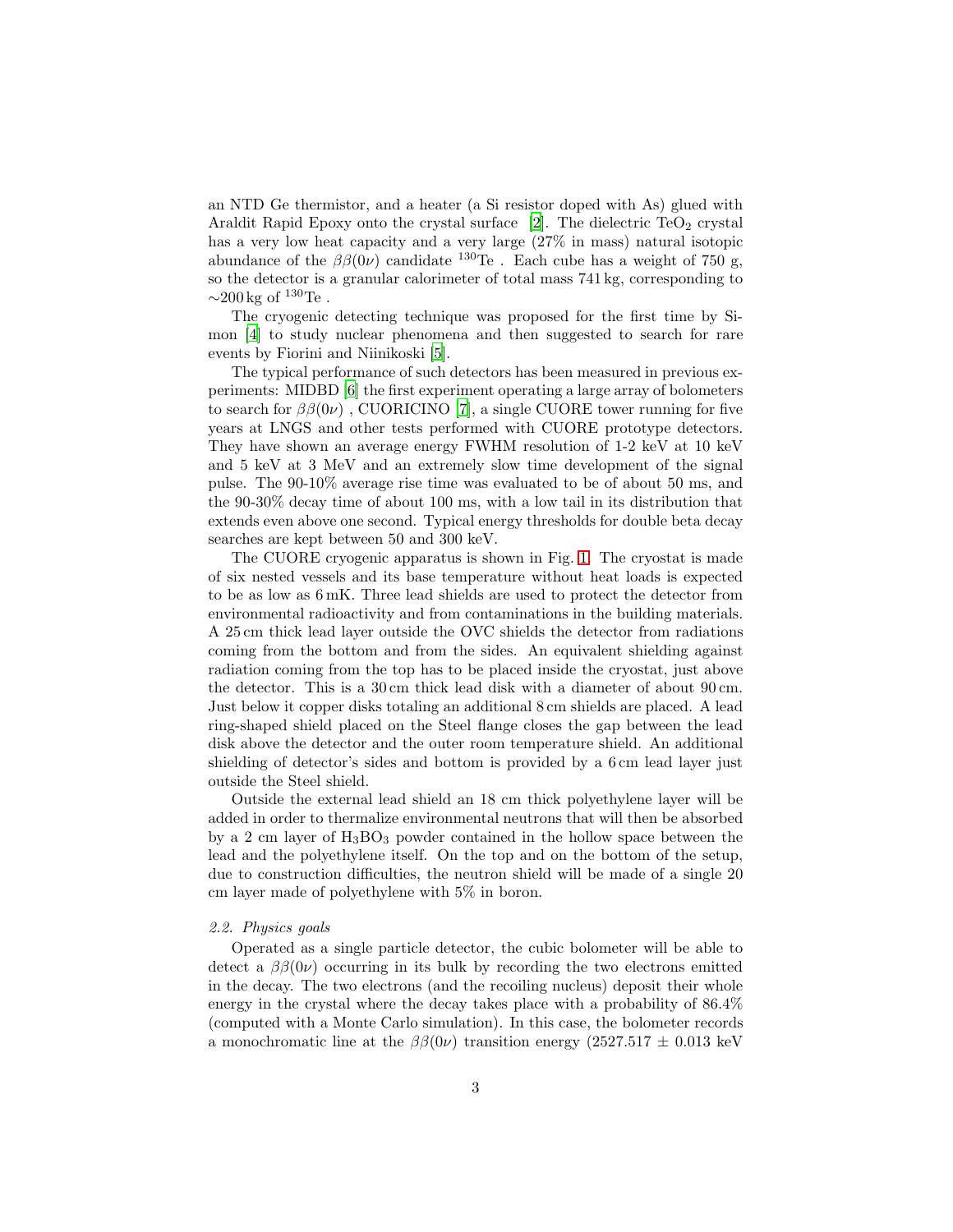an NTD Ge thermistor, and a heater (a Si resistor doped with As) glued with Araldit Rapid Epoxy onto the crystal surface [2]. The dielectric $TeO_2$ crystal has a very low heat capacity and a very large (27% in mass) natural isotopic abundance of the $\beta\beta(0\nu)$ candidate $^{130}$Te . Each cube has a weight of 750 g, so the detector is a granular calorimeter of total mass 741 kg, corresponding to ∼200 kg of $^{130}$Te .

The cryogenic detecting technique was proposed for the first time by Simon [4] to study nuclear phenomena and then suggested to search for rare events by Fiorini and Niinikoski [5].

The typical performance of such detectors has been measured in previous experiments: MIDBD [6] the first experiment operating a large array of bolometers to search for $\beta\beta(0\nu)$ , CUORICINO [7], a single CUORE tower running for five years at LNGS and other tests performed with CUORE prototype detectors. They have shown an average energy FWHM resolution of 1-2 keV at 10 keV and 5 keV at 3 MeV and an extremely slow time development of the signal pulse. The 90-10% average rise time was evaluated to be of about 50 ms, and the 90-30% decay time of about 100 ms, with a low tail in its distribution that extends even above one second. Typical energy thresholds for double beta decay searches are kept between 50 and 300 keV.

The CUORE cryogenic apparatus is shown in Fig. 1. The cryostat is made of six nested vessels and its base temperature without heat loads is expected to be as low as 6 mK. Three lead shields are used to protect the detector from environmental radioactivity and from contaminations in the building materials. A 25 cm thick lead layer outside the OVC shields the detector from radiations coming from the bottom and from the sides. An equivalent shielding against radiation coming from the top has to be placed inside the cryostat, just above the detector. This is a 30 cm thick lead disk with a diameter of about 90 cm. Just below it copper disks totaling an additional 8 cm shields are placed. A lead ring-shaped shield placed on the Steel flange closes the gap between the lead disk above the detector and the outer room temperature shield. An additional shielding of detector's sides and bottom is provided by a 6 cm lead layer just outside the Steel shield.

Outside the external lead shield an 18 cm thick polyethylene layer will be added in order to thermalize environmental neutrons that will then be absorbed by a 2 cm layer of $H_3BO_3$ powder contained in the hollow space between the lead and the polyethylene itself. On the top and on the bottom of the setup, due to construction difficulties, the neutron shield will be made of a single 20 cm layer made of polyethylene with 5% in boron.

### *2.2. Physics goals*

Operated as a single particle detector, the cubic bolometer will be able to detect a $\beta\beta(0\nu)$ occurring in its bulk by recording the two electrons emitted in the decay. The two electrons (and the recoiling nucleus) deposit their whole energy in the crystal where the decay takes place with a probability of 86.4% (computed with a Monte Carlo simulation). In this case, the bolometer records a monochromatic line at the $\beta\beta(0\nu)$ transition energy (2527.517 ± 0.013 keV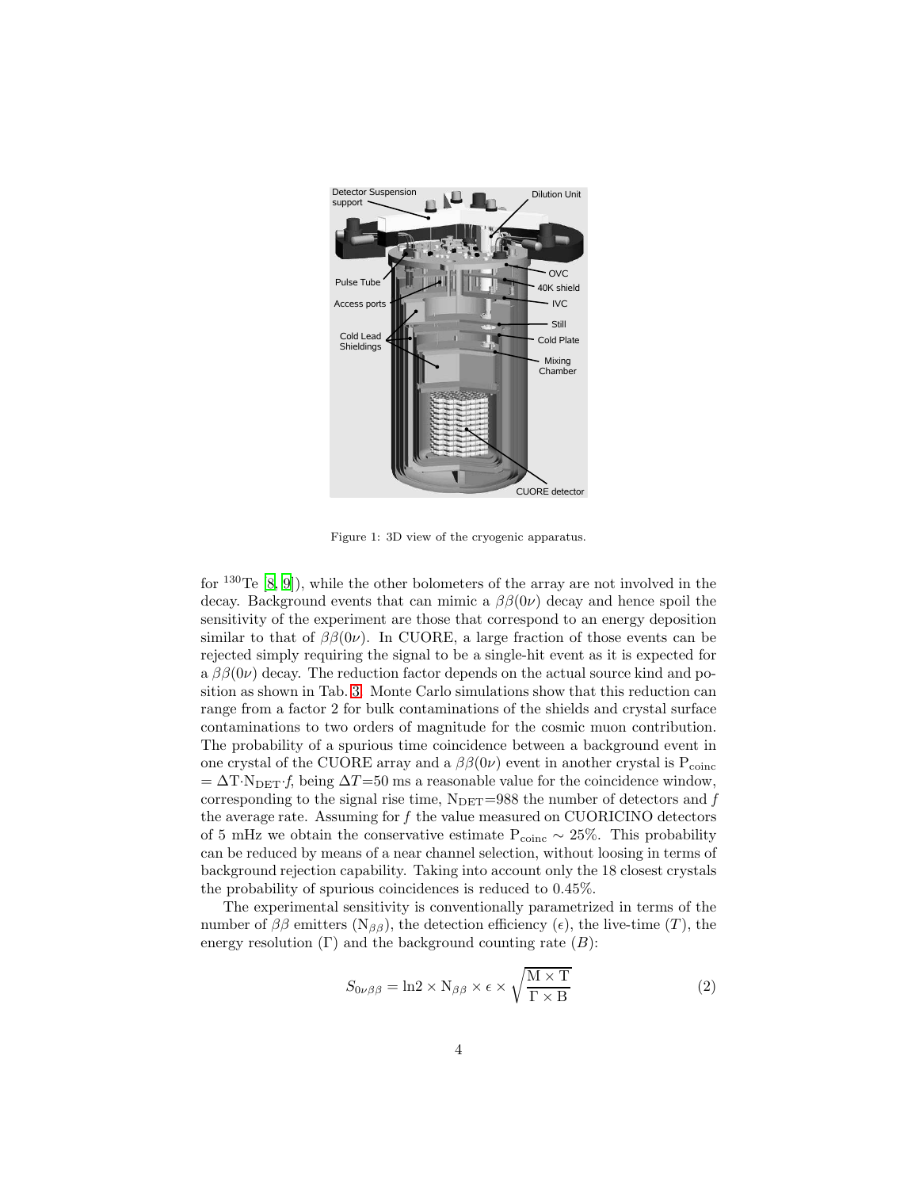Figure 1: 3D view of the cryogenic apparatus.

for $^{130}$Te [8, 9]), while the other bolometers of the array are not involved in the decay. Background events that can mimic a $\beta\beta(0\nu)$ decay and hence spoil the sensitivity of the experiment are those that correspond to an energy deposition similar to that of $\beta\beta(0\nu)$. In CUORE, a large fraction of those events can be rejected simply requiring the signal to be a single-hit event as it is expected for a $\beta\beta(0\nu)$ decay. The reduction factor depends on the actual source kind and position as shown in Tab. 3. Monte Carlo simulations show that this reduction can range from a factor 2 for bulk contaminations of the shields and crystal surface contaminations to two orders of magnitude for the cosmic muon contribution. The probability of a spurious time coincidence between a background event in one crystal of the CUORE array and a $\beta\beta(0\nu)$ event in another crystal is $P_{coinc} = \Delta T \cdot N_{DET} \cdot f$, being $\Delta T$=50 ms a reasonable value for the coincidence window, corresponding to the signal rise time, $N_{DET}$=988 the number of detectors and $f$ the average rate. Assuming for $f$ the value measured on CUORICINO detectors of 5 mHz we obtain the conservative estimate $P_{coinc} \sim 25\%$. This probability can be reduced by means of a near channel selection, without loosing in terms of background rejection capability. Taking into account only the 18 closest crystals the probability of spurious coincidences is reduced to 0.45%.

The experimental sensitivity is conventionally parametrized in terms of the number of $\beta\beta$ emitters ($N_{\beta\beta}$), the detection efficiency ($\epsilon$), the live-time ($T$), the energy resolution ($\Gamma$) and the background counting rate ($B$):

$$S_{0\nu\beta\beta} = \ln 2 \times N_{\beta\beta} \times \epsilon \times \sqrt{\frac{M \times T}{\Gamma \times B}} \tag{2}$$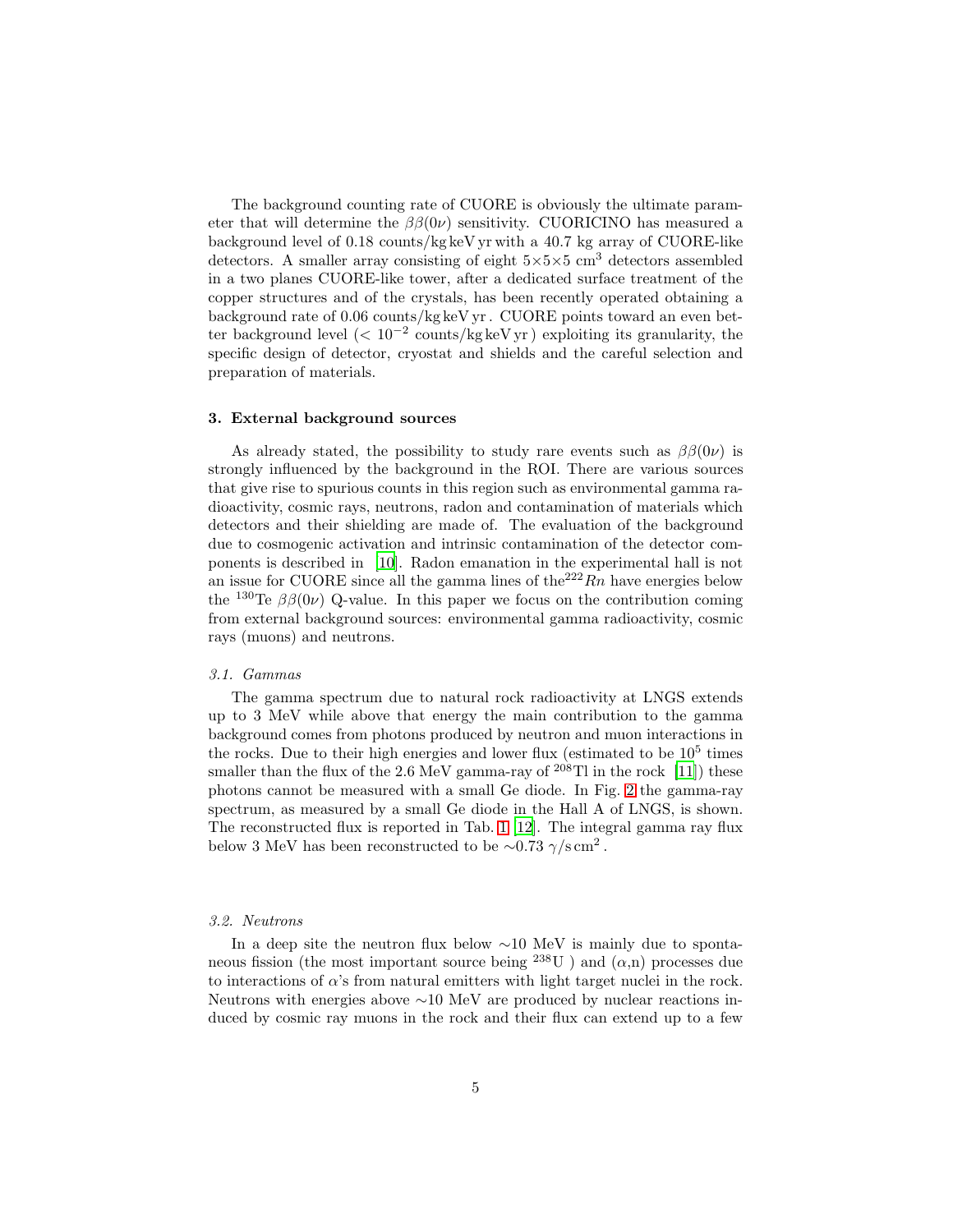The background counting rate of CUORE is obviously the ultimate parameter that will determine the $\beta\beta(0\nu)$ sensitivity. CUORICINO has measured a background level of 0.18 counts/kg keV yr with a 40.7 kg array of CUORE-like detectors. A smaller array consisting of eight $5\times5\times5$ cm$^3$ detectors assembled in a two planes CUORE-like tower, after a dedicated surface treatment of the copper structures and of the crystals, has been recently operated obtaining a background rate of 0.06 counts/kg keV yr . CUORE points toward an even better background level ($< 10^{-2}$ counts/kg keV yr ) exploiting its granularity, the specific design of detector, cryostat and shields and the careful selection and preparation of materials.

## 3. External background sources

As already stated, the possibility to study rare events such as $\beta\beta(0\nu)$ is strongly influenced by the background in the ROI. There are various sources that give rise to spurious counts in this region such as environmental gamma radioactivity, cosmic rays, neutrons, radon and contamination of materials which detectors and their shielding are made of. The evaluation of the background due to cosmogenic activation and intrinsic contamination of the detector components is described in [10]. Radon emanation in the experimental hall is not an issue for CUORE since all the gamma lines of the$^{222}Rn$ have energies below the $^{130}$Te $\beta\beta(0\nu)$ Q-value. In this paper we focus on the contribution coming from external background sources: environmental gamma radioactivity, cosmic rays (muons) and neutrons.

### *3.1. Gammas*

The gamma spectrum due to natural rock radioactivity at LNGS extends up to 3 MeV while above that energy the main contribution to the gamma background comes from photons produced by neutron and muon interactions in the rocks. Due to their high energies and lower flux (estimated to be $10^5$ times smaller than the flux of the 2.6 MeV gamma-ray of $^{208}$Tl in the rock [11]) these photons cannot be measured with a small Ge diode. In Fig. 2 the gamma-ray spectrum, as measured by a small Ge diode in the Hall A of LNGS, is shown. The reconstructed flux is reported in Tab. 1 [12]. The integral gamma ray flux below 3 MeV has been reconstructed to be $\sim$0.73 $\gamma$/s cm$^2$ .

### *3.2. Neutrons*

In a deep site the neutron flux below $\sim$10 MeV is mainly due to spontaneous fission (the most important source being $^{238}$U ) and ($\alpha$,n) processes due to interactions of $\alpha$'s from natural emitters with light target nuclei in the rock. Neutrons with energies above $\sim$10 MeV are produced by nuclear reactions induced by cosmic ray muons in the rock and their flux can extend up to a few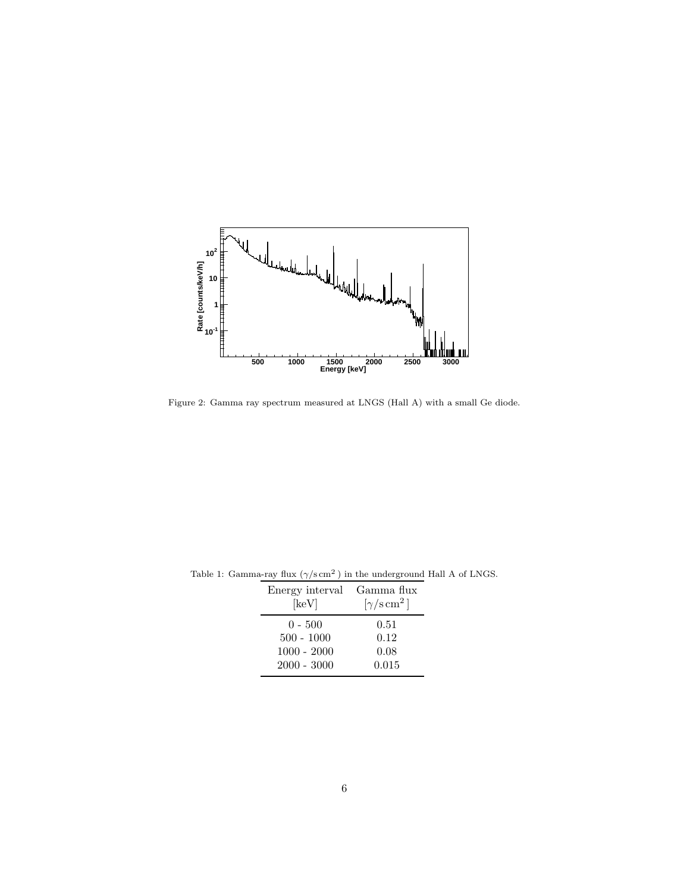Figure 2: Gamma ray spectrum measured at LNGS (Hall A) with a small Ge diode.

Table 1: Gamma-ray flux ($\gamma/\mathrm{s\,cm^2}$) in the underground Hall A of LNGS.

| Energy interval [keV] | Gamma flux [$\gamma/\mathrm{s\,cm^2}$] |
|---|---|
| 0 - 500 | 0.51 |
| 500 - 1000 | 0.12 |
| 1000 - 2000 | 0.08 |
| 2000 - 3000 | 0.015 |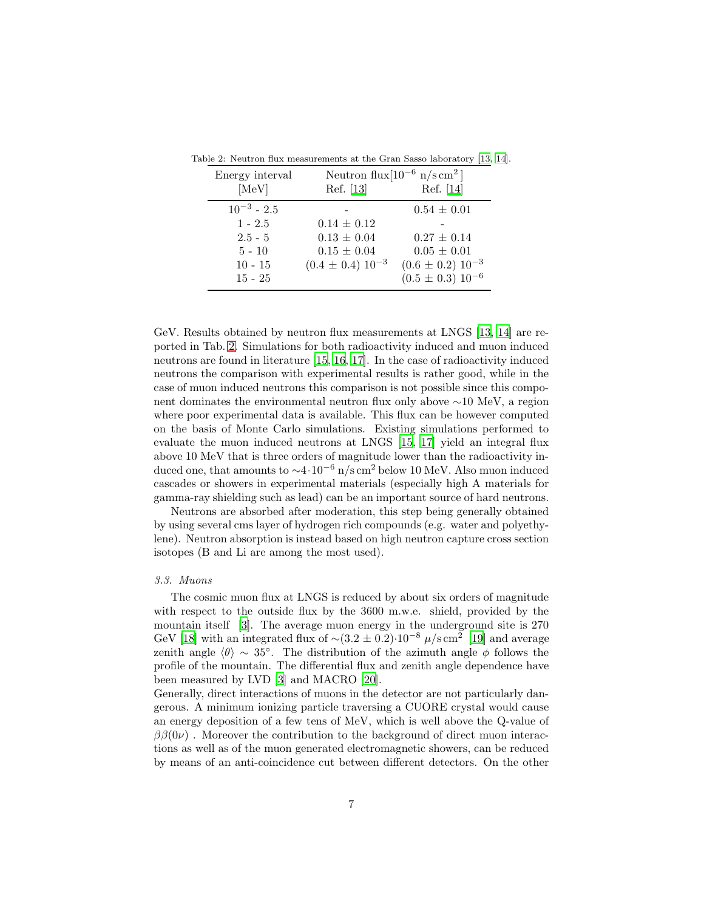Table 2: Neutron flux measurements at the Gran Sasso laboratory [13, 14].

| Energy interval [MeV] | Neutron flux[$10^{-6}$ n/s cm$^2$] Ref. [13] | Ref. [14] |
|---|---|---|
| $10^{-3}$ - 2.5 | - | 0.54 ± 0.01 |
| 1 - 2.5 | 0.14 ± 0.12 | - |
| 2.5 - 5 | 0.13 ± 0.04 | 0.27 ± 0.14 |
| 5 - 10 | 0.15 ± 0.04 | 0.05 ± 0.01 |
| 10 - 15 | (0.4 ± 0.4) $10^{-3}$ | (0.6 ± 0.2) $10^{-3}$ |
| 15 - 25 | | (0.5 ± 0.3) $10^{-6}$ |

GeV. Results obtained by neutron flux measurements at LNGS [13, 14] are reported in Tab. 2. Simulations for both radioactivity induced and muon induced neutrons are found in literature [15, 16, 17]. In the case of radioactivity induced neutrons the comparison with experimental results is rather good, while in the case of muon induced neutrons this comparison is not possible since this component dominates the environmental neutron flux only above ∼10 MeV, a region where poor experimental data is available. This flux can be however computed on the basis of Monte Carlo simulations. Existing simulations performed to evaluate the muon induced neutrons at LNGS [15, 17] yield an integral flux above 10 MeV that is three orders of magnitude lower than the radioactivity induced one, that amounts to $\sim 4 \cdot 10^{-6}$ n/s cm$^2$ below 10 MeV. Also muon induced cascades or showers in experimental materials (especially high A materials for gamma-ray shielding such as lead) can be an important source of hard neutrons.

Neutrons are absorbed after moderation, this step being generally obtained by using several cms layer of hydrogen rich compounds (e.g. water and polyethylene). Neutron absorption is instead based on high neutron capture cross section isotopes (B and Li are among the most used).

### *3.3. Muons*

The cosmic muon flux at LNGS is reduced by about six orders of magnitude with respect to the outside flux by the 3600 m.w.e. shield, provided by the mountain itself [3]. The average muon energy in the underground site is 270 GeV [18] with an integrated flux of $\sim(3.2 \pm 0.2) \cdot 10^{-8}$ $\mu$/s cm$^2$ [19] and average zenith angle $\langle\theta\rangle \sim 35^\circ$. The distribution of the azimuth angle $\phi$ follows the profile of the mountain. The differential flux and zenith angle dependence have been measured by LVD [3] and MACRO [20].

Generally, direct interactions of muons in the detector are not particularly dangerous. A minimum ionizing particle traversing a CUORE crystal would cause an energy deposition of a few tens of MeV, which is well above the Q-value of $\beta\beta(0\nu)$ . Moreover the contribution to the background of direct muon interactions as well as of the muon generated electromagnetic showers, can be reduced by means of an anti-coincidence cut between different detectors. On the other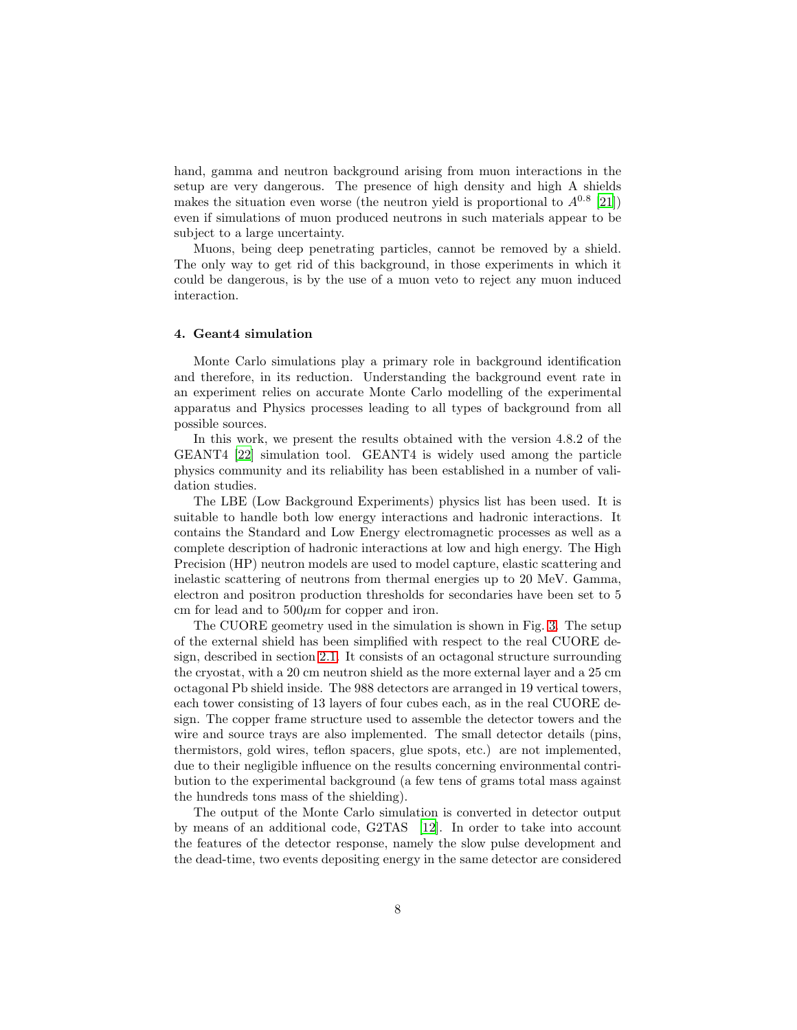hand, gamma and neutron background arising from muon interactions in the setup are very dangerous. The presence of high density and high A shields makes the situation even worse (the neutron yield is proportional to $A^{0.8}$ [21]) even if simulations of muon produced neutrons in such materials appear to be subject to a large uncertainty.

Muons, being deep penetrating particles, cannot be removed by a shield. The only way to get rid of this background, in those experiments in which it could be dangerous, is by the use of a muon veto to reject any muon induced interaction.

## 4. Geant4 simulation

Monte Carlo simulations play a primary role in background identification and therefore, in its reduction. Understanding the background event rate in an experiment relies on accurate Monte Carlo modelling of the experimental apparatus and Physics processes leading to all types of background from all possible sources.

In this work, we present the results obtained with the version 4.8.2 of the GEANT4 [22] simulation tool. GEANT4 is widely used among the particle physics community and its reliability has been established in a number of validation studies.

The LBE (Low Background Experiments) physics list has been used. It is suitable to handle both low energy interactions and hadronic interactions. It contains the Standard and Low Energy electromagnetic processes as well as a complete description of hadronic interactions at low and high energy. The High Precision (HP) neutron models are used to model capture, elastic scattering and inelastic scattering of neutrons from thermal energies up to 20 MeV. Gamma, electron and positron production thresholds for secondaries have been set to 5 cm for lead and to 500$\mu$m for copper and iron.

The CUORE geometry used in the simulation is shown in Fig. 3. The setup of the external shield has been simplified with respect to the real CUORE design, described in section 2.1. It consists of an octagonal structure surrounding the cryostat, with a 20 cm neutron shield as the more external layer and a 25 cm octagonal Pb shield inside. The 988 detectors are arranged in 19 vertical towers, each tower consisting of 13 layers of four cubes each, as in the real CUORE design. The copper frame structure used to assemble the detector towers and the wire and source trays are also implemented. The small detector details (pins, thermistors, gold wires, teflon spacers, glue spots, etc.) are not implemented, due to their negligible influence on the results concerning environmental contribution to the experimental background (a few tens of grams total mass against the hundreds tons mass of the shielding).

The output of the Monte Carlo simulation is converted in detector output by means of an additional code, G2TAS [12]. In order to take into account the features of the detector response, namely the slow pulse development and the dead-time, two events depositing energy in the same detector are considered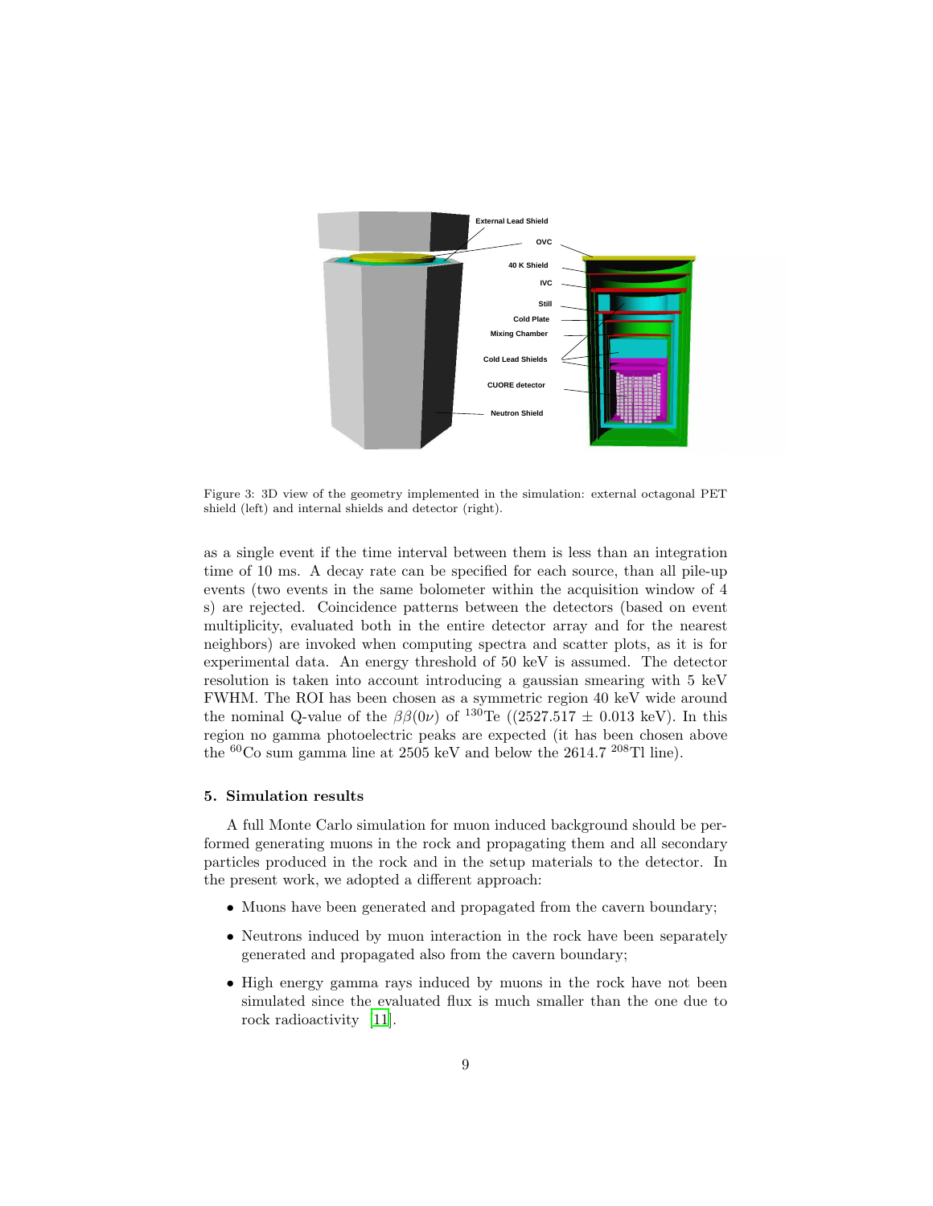Figure 3: 3D view of the geometry implemented in the simulation: external octagonal PET shield (left) and internal shields and detector (right).

as a single event if the time interval between them is less than an integration time of 10 ms. A decay rate can be specified for each source, than all pile-up events (two events in the same bolometer within the acquisition window of 4 s) are rejected. Coincidence patterns between the detectors (based on event multiplicity, evaluated both in the entire detector array and for the nearest neighbors) are invoked when computing spectra and scatter plots, as it is for experimental data. An energy threshold of 50 keV is assumed. The detector resolution is taken into account introducing a gaussian smearing with 5 keV FWHM. The ROI has been chosen as a symmetric region 40 keV wide around the nominal Q-value of the $\beta\beta(0\nu)$ of $^{130}$Te ((2527.517 $\pm$ 0.013 keV). In this region no gamma photoelectric peaks are expected (it has been chosen above the $^{60}$Co sum gamma line at 2505 keV and below the 2614.7 $^{208}$Tl line).

## 5. Simulation results

A full Monte Carlo simulation for muon induced background should be performed generating muons in the rock and propagating them and all secondary particles produced in the rock and in the setup materials to the detector. In the present work, we adopted a different approach:

- Muons have been generated and propagated from the cavern boundary;
- Neutrons induced by muon interaction in the rock have been separately generated and propagated also from the cavern boundary;
- High energy gamma rays induced by muons in the rock have not been simulated since the evaluated flux is much smaller than the one due to rock radioactivity [11].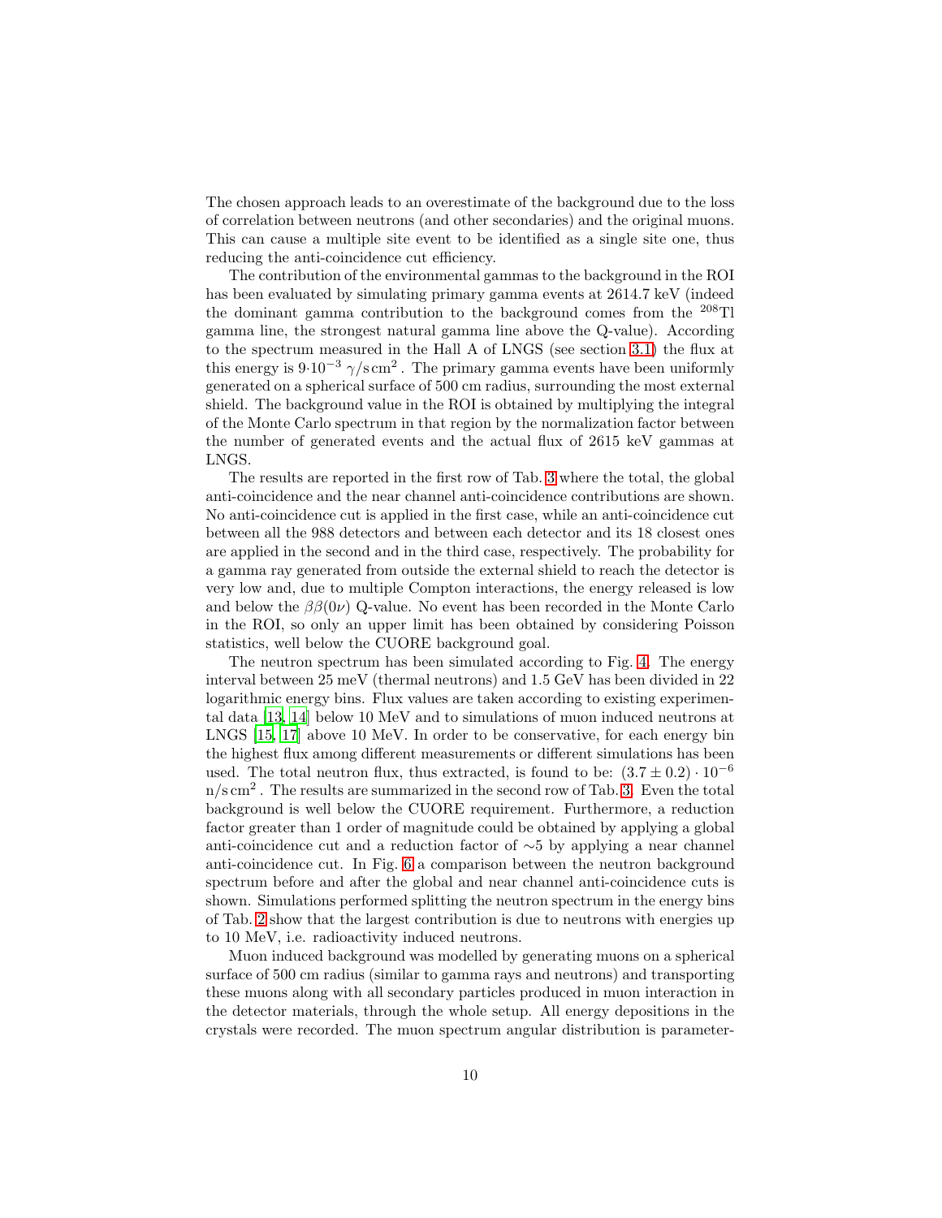The chosen approach leads to an overestimate of the background due to the loss of correlation between neutrons (and other secondaries) and the original muons. This can cause a multiple site event to be identified as a single site one, thus reducing the anti-coincidence cut efficiency.

The contribution of the environmental gammas to the background in the ROI has been evaluated by simulating primary gamma events at 2614.7 keV (indeed the dominant gamma contribution to the background comes from the $^{208}$Tl gamma line, the strongest natural gamma line above the Q-value). According to the spectrum measured in the Hall A of LNGS (see section 3.1) the flux at this energy is $9{\cdot}10^{-3}$ $\gamma/\mathrm{s\,cm^2}$. The primary gamma events have been uniformly generated on a spherical surface of 500 cm radius, surrounding the most external shield. The background value in the ROI is obtained by multiplying the integral of the Monte Carlo spectrum in that region by the normalization factor between the number of generated events and the actual flux of 2615 keV gammas at LNGS.

The results are reported in the first row of Tab. 3 where the total, the global anti-coincidence and the near channel anti-coincidence contributions are shown. No anti-coincidence cut is applied in the first case, while an anti-coincidence cut between all the 988 detectors and between each detector and its 18 closest ones are applied in the second and in the third case, respectively. The probability for a gamma ray generated from outside the external shield to reach the detector is very low and, due to multiple Compton interactions, the energy released is low and below the $\beta\beta(0\nu)$ Q-value. No event has been recorded in the Monte Carlo in the ROI, so only an upper limit has been obtained by considering Poisson statistics, well below the CUORE background goal.

The neutron spectrum has been simulated according to Fig. 4. The energy interval between 25 meV (thermal neutrons) and 1.5 GeV has been divided in 22 logarithmic energy bins. Flux values are taken according to existing experimental data [13, 14] below 10 MeV and to simulations of muon induced neutrons at LNGS [15, 17] above 10 MeV. In order to be conservative, for each energy bin the highest flux among different measurements or different simulations has been used. The total neutron flux, thus extracted, is found to be: $(3.7 \pm 0.2) \cdot 10^{-6}$ $\mathrm{n/s\,cm^2}$. The results are summarized in the second row of Tab. 3. Even the total background is well below the CUORE requirement. Furthermore, a reduction factor greater than 1 order of magnitude could be obtained by applying a global anti-coincidence cut and a reduction factor of $\sim$5 by applying a near channel anti-coincidence cut. In Fig. 6 a comparison between the neutron background spectrum before and after the global and near channel anti-coincidence cuts is shown. Simulations performed splitting the neutron spectrum in the energy bins of Tab. 2 show that the largest contribution is due to neutrons with energies up to 10 MeV, i.e. radioactivity induced neutrons.

Muon induced background was modelled by generating muons on a spherical surface of 500 cm radius (similar to gamma rays and neutrons) and transporting these muons along with all secondary particles produced in muon interaction in the detector materials, through the whole setup. All energy depositions in the crystals were recorded. The muon spectrum angular distribution is parameter-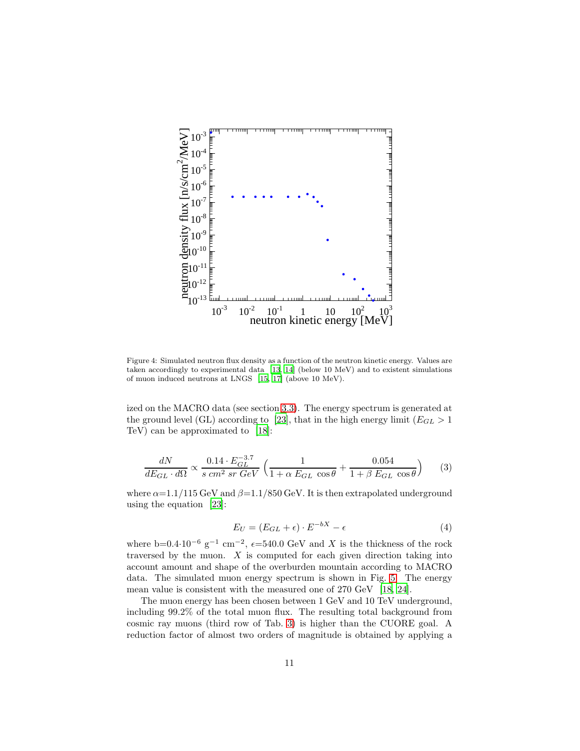Figure 4: Simulated neutron flux density as a function of the neutron kinetic energy. Values are taken accordingly to experimental data [13, 14] (below 10 MeV) and to existent simulations of muon induced neutrons at LNGS [15, 17] (above 10 MeV).

ized on the MACRO data (see section 3.3). The energy spectrum is generated at the ground level (GL) according to [23], that in the high energy limit ($E_{GL} > 1$ TeV) can be approximated to [18]:

$$\frac{dN}{dE_{GL} \cdot d\Omega} \propto \frac{0.14 \cdot E_{GL}^{-3.7}}{s\ cm^2\ sr\ GeV} \left( \frac{1}{1 + \alpha\ E_{GL}\ \cos\theta} + \frac{0.054}{1 + \beta\ E_{GL}\ \cos\theta} \right) \tag{3}$$

where $\alpha$=1.1/115 GeV and $\beta$=1.1/850 GeV. It is then extrapolated underground using the equation [23]:

$$E_U = (E_{GL} + \epsilon) \cdot E^{-bX} - \epsilon \tag{4}$$

where b=$0.4 \cdot 10^{-6}$ g$^{-1}$ cm$^{-2}$, $\epsilon$=540.0 GeV and $X$ is the thickness of the rock traversed by the muon. $X$ is computed for each given direction taking into account amount and shape of the overburden mountain according to MACRO data. The simulated muon energy spectrum is shown in Fig. 5. The energy mean value is consistent with the measured one of 270 GeV [18, 24].

The muon energy has been chosen between 1 GeV and 10 TeV underground, including 99.2% of the total muon flux. The resulting total background from cosmic ray muons (third row of Tab. 3) is higher than the CUORE goal. A reduction factor of almost two orders of magnitude is obtained by applying a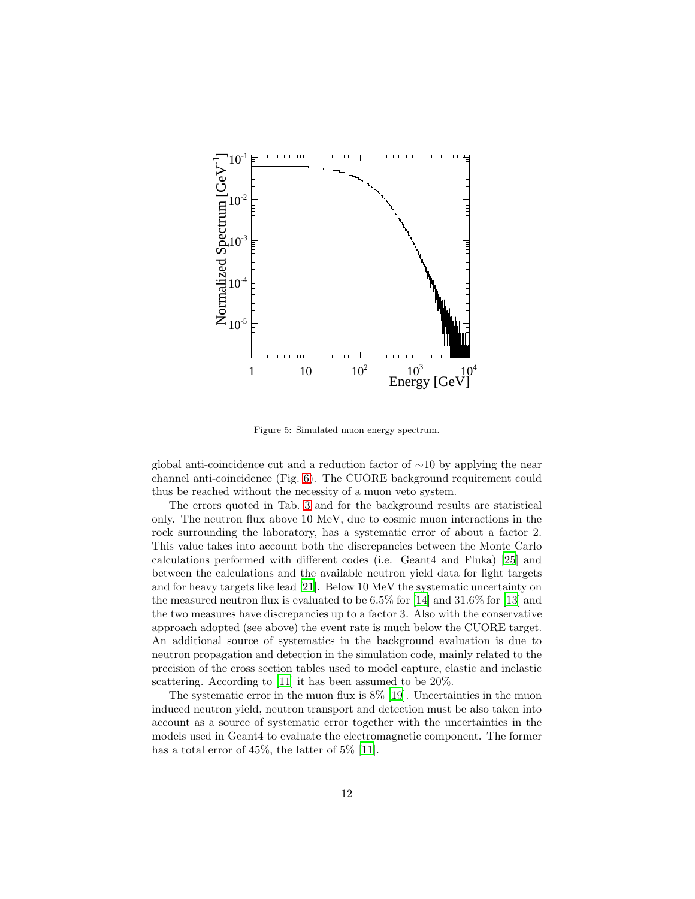Figure 5: Simulated muon energy spectrum.

global anti-coincidence cut and a reduction factor of ∼10 by applying the near channel anti-coincidence (Fig. 6). The CUORE background requirement could thus be reached without the necessity of a muon veto system.

The errors quoted in Tab. 3 and for the background results are statistical only. The neutron flux above 10 MeV, due to cosmic muon interactions in the rock surrounding the laboratory, has a systematic error of about a factor 2. This value takes into account both the discrepancies between the Monte Carlo calculations performed with different codes (i.e. Geant4 and Fluka) [25] and between the calculations and the available neutron yield data for light targets and for heavy targets like lead [21]. Below 10 MeV the systematic uncertainty on the measured neutron flux is evaluated to be 6.5% for [14] and 31.6% for [13] and the two measures have discrepancies up to a factor 3. Also with the conservative approach adopted (see above) the event rate is much below the CUORE target. An additional source of systematics in the background evaluation is due to neutron propagation and detection in the simulation code, mainly related to the precision of the cross section tables used to model capture, elastic and inelastic scattering. According to [11] it has been assumed to be 20%.

The systematic error in the muon flux is 8% [19]. Uncertainties in the muon induced neutron yield, neutron transport and detection must be also taken into account as a source of systematic error together with the uncertainties in the models used in Geant4 to evaluate the electromagnetic component. The former has a total error of 45%, the latter of 5% [11].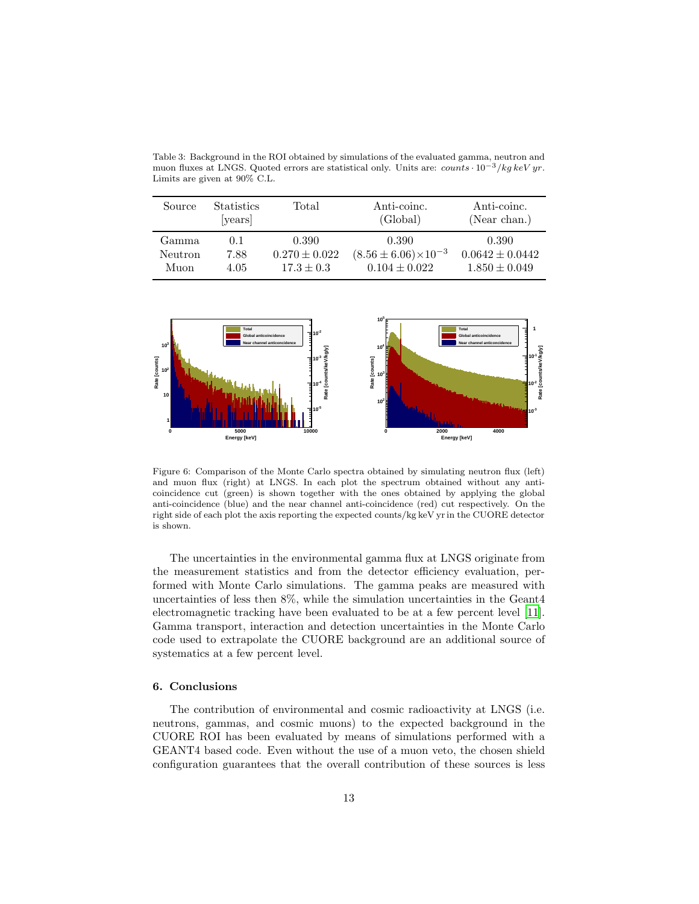Table 3: Background in the ROI obtained by simulations of the evaluated gamma, neutron and muon fluxes at LNGS. Quoted errors are statistical only. Units are: $counts \cdot 10^{-3}/kg\,keV\,yr$. Limits are given at 90% C.L.

| Source | Statistics [years] | Total | Anti-coinc. (Global) | Anti-coinc. (Near chan.) |
|---|---|---|---|---|
| Gamma | 0.1 | 0.390 | 0.390 | 0.390 |
| Neutron | 7.88 | $0.270 \pm 0.022$ | $(8.56 \pm 6.06)\times10^{-3}$ | $0.0642 \pm 0.0442$ |
| Muon | 4.05 | $17.3 \pm 0.3$ | $0.104 \pm 0.022$ | $1.850 \pm 0.049$ |

Figure 6: Comparison of the Monte Carlo spectra obtained by simulating neutron flux (left) and muon flux (right) at LNGS. In each plot the spectrum obtained without any anti-coincidence cut (green) is shown together with the ones obtained by applying the global anti-coincidence (blue) and the near channel anti-coincidence (red) cut respectively. On the right side of each plot the axis reporting the expected counts/kg keV yr in the CUORE detector is shown.

The uncertainties in the environmental gamma flux at LNGS originate from the measurement statistics and from the detector efficiency evaluation, performed with Monte Carlo simulations. The gamma peaks are measured with uncertainties of less then 8%, while the simulation uncertainties in the Geant4 electromagnetic tracking have been evaluated to be at a few percent level [11]. Gamma transport, interaction and detection uncertainties in the Monte Carlo code used to extrapolate the CUORE background are an additional source of systematics at a few percent level.

## 6. Conclusions

The contribution of environmental and cosmic radioactivity at LNGS (i.e. neutrons, gammas, and cosmic muons) to the expected background in the CUORE ROI has been evaluated by means of simulations performed with a GEANT4 based code. Even without the use of a muon veto, the chosen shield configuration guarantees that the overall contribution of these sources is less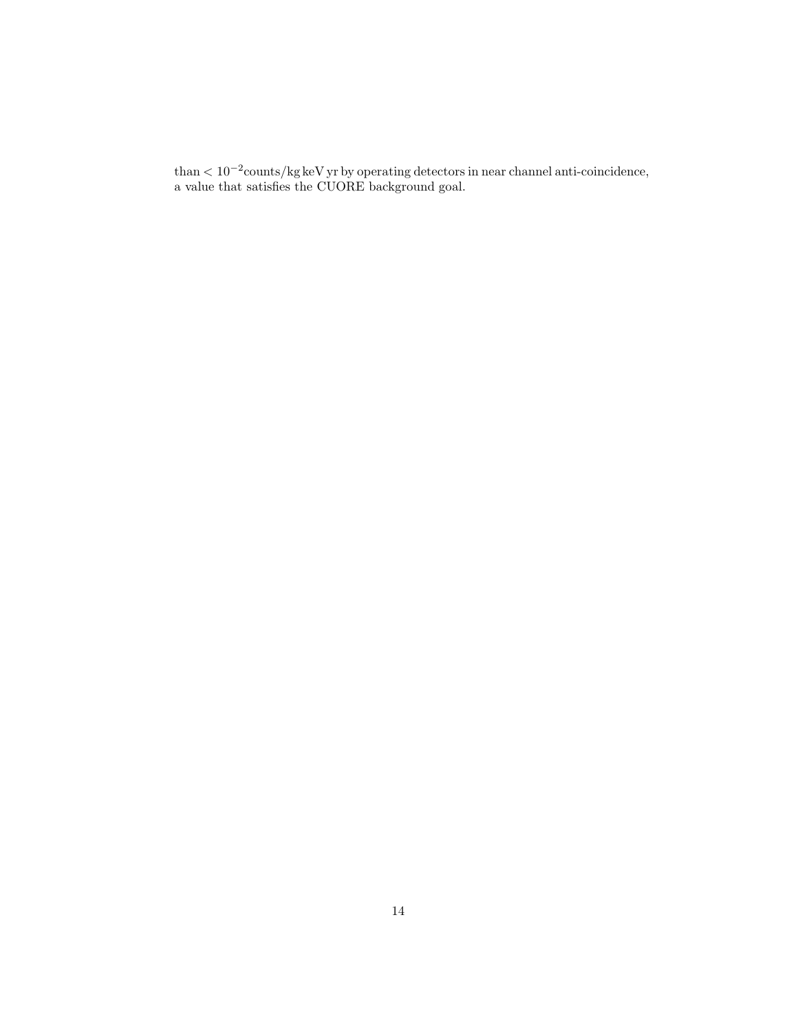than $< 10^{-2}$counts/kg keV yr by operating detectors in near channel anti-coincidence, a value that satisfies the CUORE background goal.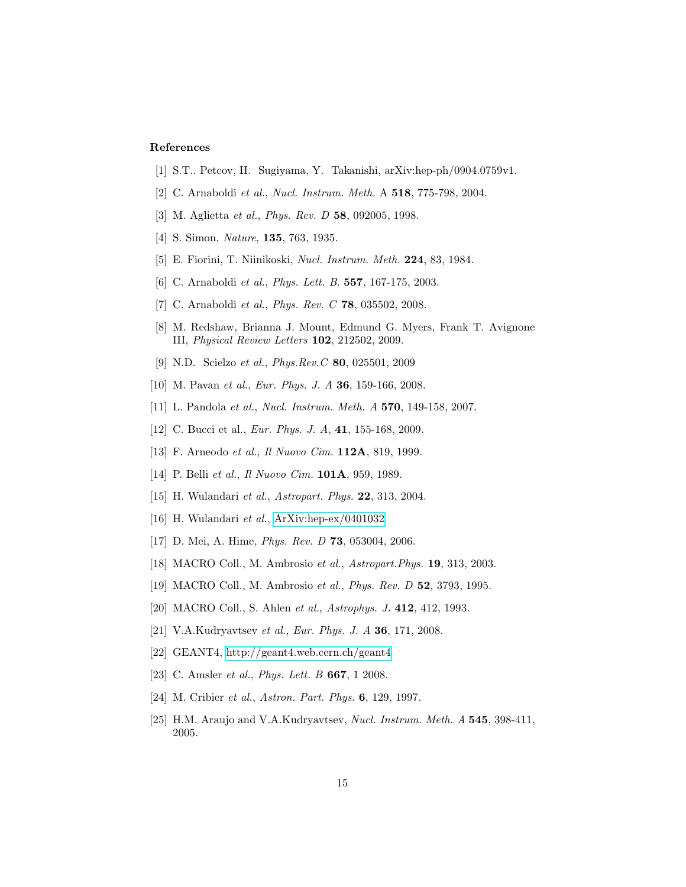### References

[1] S.T.. Petcov, H. Sugiyama, Y. Takanishi, arXiv:hep-ph/0904.0759v1.

[2] C. Arnaboldi *et al.*, *Nucl. Instrum. Meth.* A **518**, 775-798, 2004.

[3] M. Aglietta *et al.*, *Phys. Rev. D* **58**, 092005, 1998.

[4] S. Simon, *Nature*, **135**, 763, 1935.

[5] E. Fiorini, T. Niinikoski, *Nucl. Instrum. Meth.* **224**, 83, 1984.

[6] C. Arnaboldi *et al.*, *Phys. Lett. B.* **557**, 167-175, 2003.

[7] C. Arnaboldi *et al.*, *Phys. Rev. C* **78**, 035502, 2008.

[8] M. Redshaw, Brianna J. Mount, Edmund G. Myers, Frank T. Avignone III, *Physical Review Letters* **102**, 212502, 2009.

[9] N.D. Scielzo *et al.*, *Phys.Rev.C* **80**, 025501, 2009

[10] M. Pavan *et al.*, *Eur. Phys. J. A* **36**, 159-166, 2008.

[11] L. Pandola *et al.*, *Nucl. Instrum. Meth. A* **570**, 149-158, 2007.

[12] C. Bucci et al., *Eur. Phys. J. A*, **41**, 155-168, 2009.

[13] F. Arneodo *et al.*, *Il Nuovo Cim.* **112A**, 819, 1999.

[14] P. Belli *et al.*, *Il Nuovo Cim.* **101A**, 959, 1989.

[15] H. Wulandari *et al.*, *Astropart. Phys.* **22**, 313, 2004.

[16] H. Wulandari *et al.*, ArXiv:hep-ex/0401032

[17] D. Mei, A. Hime, *Phys. Rev. D* **73**, 053004, 2006.

[18] MACRO Coll., M. Ambrosio *et al.*, *Astropart.Phys.* **19**, 313, 2003.

[19] MACRO Coll., M. Ambrosio *et al.*, *Phys. Rev. D* **52**, 3793, 1995.

[20] MACRO Coll., S. Ahlen *et al.*, *Astrophys. J.* **412**, 412, 1993.

[21] V.A.Kudryavtsev *et al.*, *Eur. Phys. J. A* **36**, 171, 2008.

[22] GEANT4, http://geant4.web.cern.ch/geant4

[23] C. Amsler *et al.*, *Phys. Lett. B* **667**, 1 2008.

[24] M. Cribier *et al.*, *Astron. Part. Phys.* **6**, 129, 1997.

[25] H.M. Araujo and V.A.Kudryavtsev, *Nucl. Instrum. Meth. A* **545**, 398-411, 2005.